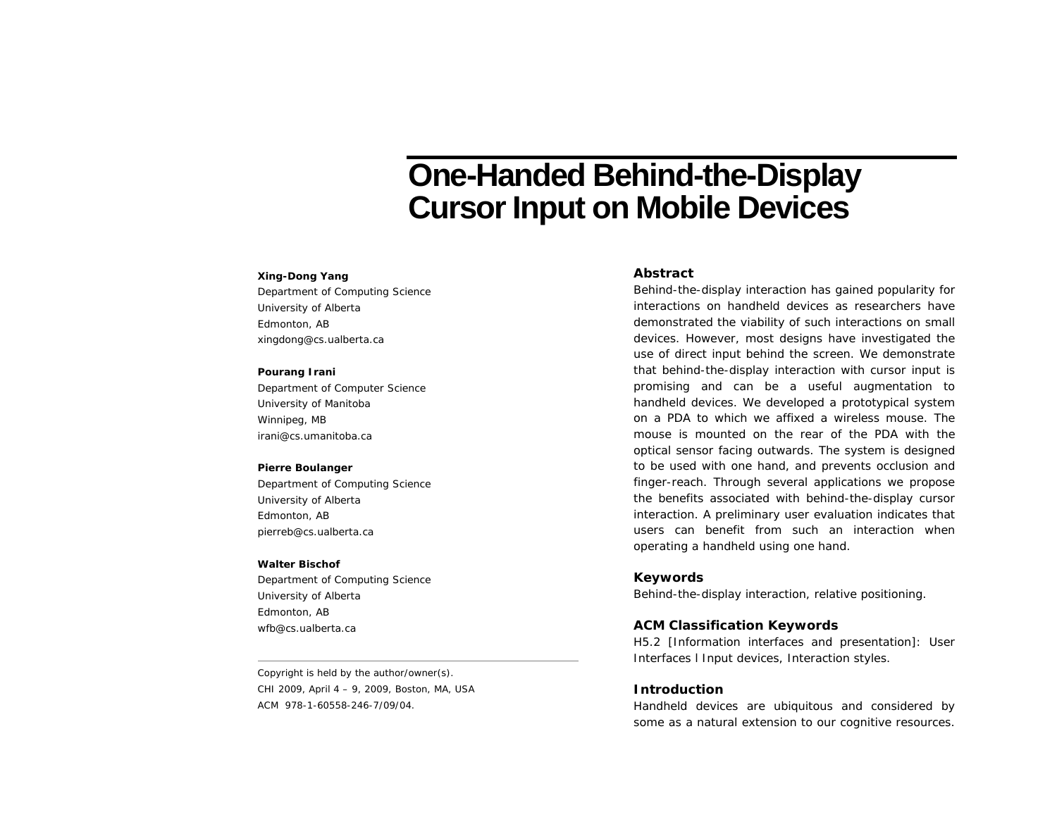# One-Handed Behind-the-Display Cursor Input on Mobile Devices

**Xing-Dong Yang**
Department of Computing Science
University of Alberta
Edmonton, AB
xingdong@cs.ualberta.ca

**Pourang Irani**
Department of Computer Science
University of Manitoba
Winnipeg, MB
irani@cs.umanitoba.ca

**Pierre Boulanger**
Department of Computing Science
University of Alberta
Edmonton, AB
pierreb@cs.ualberta.ca

**Walter Bischof**
Department of Computing Science
University of Alberta
Edmonton, AB
wfb@cs.ualberta.ca

Copyright is held by the author/owner(s).
CHI 2009, April 4 – 9, 2009, Boston, MA, USA
ACM 978-1-60558-246-7/09/04.

## Abstract

Behind-the-display interaction has gained popularity for interactions on handheld devices as researchers have demonstrated the viability of such interactions on small devices. However, most designs have investigated the use of direct input behind the screen. We demonstrate that behind-the-display interaction with cursor input is promising and can be a useful augmentation to handheld devices. We developed a prototypical system on a PDA to which we affixed a wireless mouse. The mouse is mounted on the rear of the PDA with the optical sensor facing outwards. The system is designed to be used with one hand, and prevents occlusion and finger-reach. Through several applications we propose the benefits associated with behind-the-display cursor interaction. A preliminary user evaluation indicates that users can benefit from such an interaction when operating a handheld using one hand.

## Keywords

Behind-the-display interaction, relative positioning.

## ACM Classification Keywords

H5.2 [Information interfaces and presentation]: User Interfaces l Input devices, Interaction styles.

## Introduction

Handheld devices are ubiquitous and considered by some as a natural extension to our cognitive resources.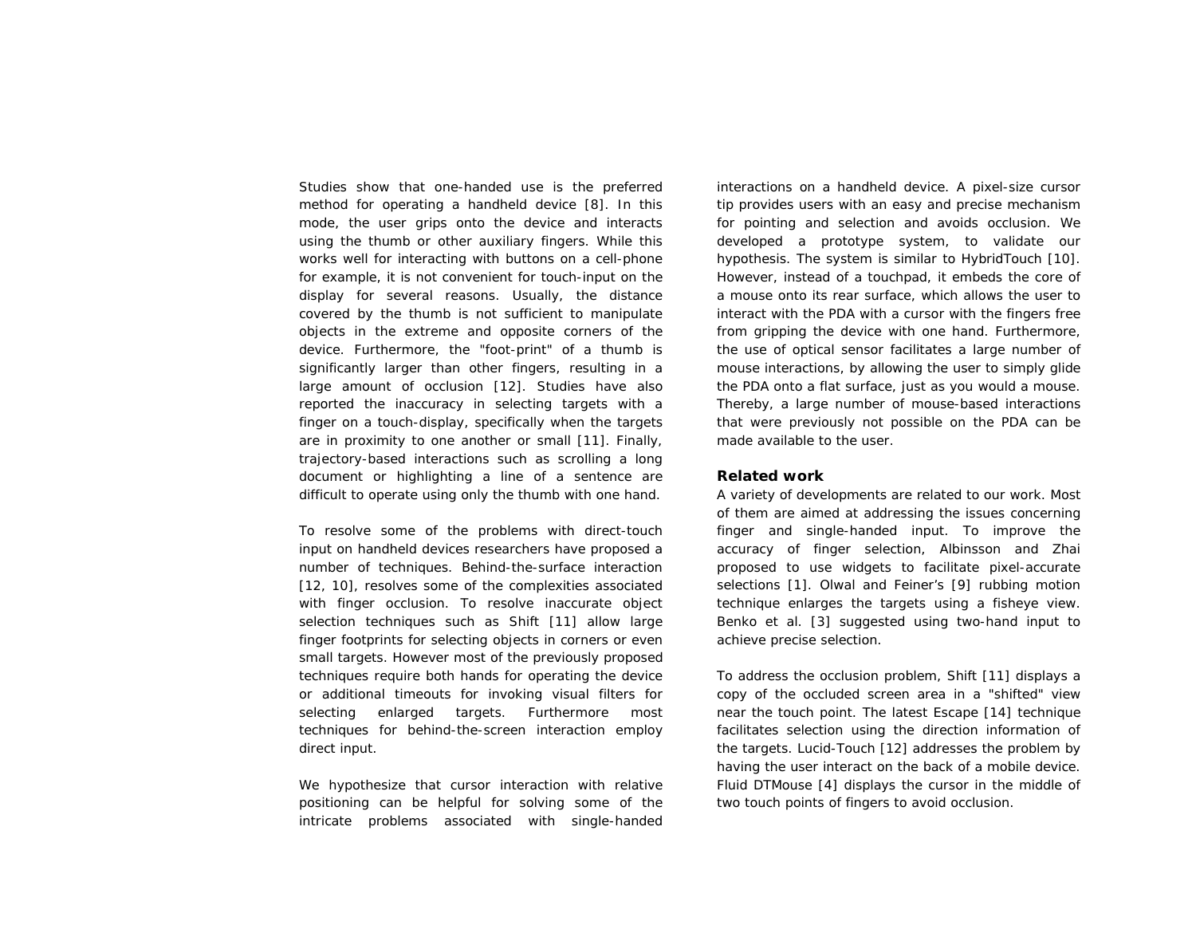Studies show that one-handed use is the preferred method for operating a handheld device [8]. In this mode, the user grips onto the device and interacts using the thumb or other auxiliary fingers. While this works well for interacting with buttons on a cell-phone for example, it is not convenient for touch-input on the display for several reasons. Usually, the distance covered by the thumb is not sufficient to manipulate objects in the extreme and opposite corners of the device. Furthermore, the "foot-print" of a thumb is significantly larger than other fingers, resulting in a large amount of occlusion [12]. Studies have also reported the inaccuracy in selecting targets with a finger on a touch-display, specifically when the targets are in proximity to one another or small [11]. Finally, trajectory-based interactions such as scrolling a long document or highlighting a line of a sentence are difficult to operate using only the thumb with one hand.

To resolve some of the problems with direct-touch input on handheld devices researchers have proposed a number of techniques. Behind-the-surface interaction [12, 10], resolves some of the complexities associated with finger occlusion. To resolve inaccurate object selection techniques such as Shift [11] allow large finger footprints for selecting objects in corners or even small targets. However most of the previously proposed techniques require both hands for operating the device or additional timeouts for invoking visual filters for selecting enlarged targets. Furthermore most techniques for behind-the-screen interaction employ direct input.

We hypothesize that cursor interaction with relative positioning can be helpful for solving some of the intricate problems associated with single-handed interactions on a handheld device. A pixel-size cursor tip provides users with an easy and precise mechanism for pointing and selection and avoids occlusion. We developed a prototype system, to validate our hypothesis. The system is similar to HybridTouch [10]. However, instead of a touchpad, it embeds the core of a mouse onto its rear surface, which allows the user to interact with the PDA with a cursor with the fingers free from gripping the device with one hand. Furthermore, the use of optical sensor facilitates a large number of mouse interactions, by allowing the user to simply glide the PDA onto a flat surface, just as you would a mouse. Thereby, a large number of mouse-based interactions that were previously not possible on the PDA can be made available to the user.

## Related work

A variety of developments are related to our work. Most of them are aimed at addressing the issues concerning finger and single-handed input. To improve the accuracy of finger selection, Albinsson and Zhai proposed to use widgets to facilitate pixel-accurate selections [1]. Olwal and Feiner's [9] rubbing motion technique enlarges the targets using a fisheye view. Benko et al. [3] suggested using two-hand input to achieve precise selection.

To address the occlusion problem, Shift [11] displays a copy of the occluded screen area in a "shifted" view near the touch point. The latest Escape [14] technique facilitates selection using the direction information of the targets. Lucid-Touch [12] addresses the problem by having the user interact on the back of a mobile device. Fluid DTMouse [4] displays the cursor in the middle of two touch points of fingers to avoid occlusion.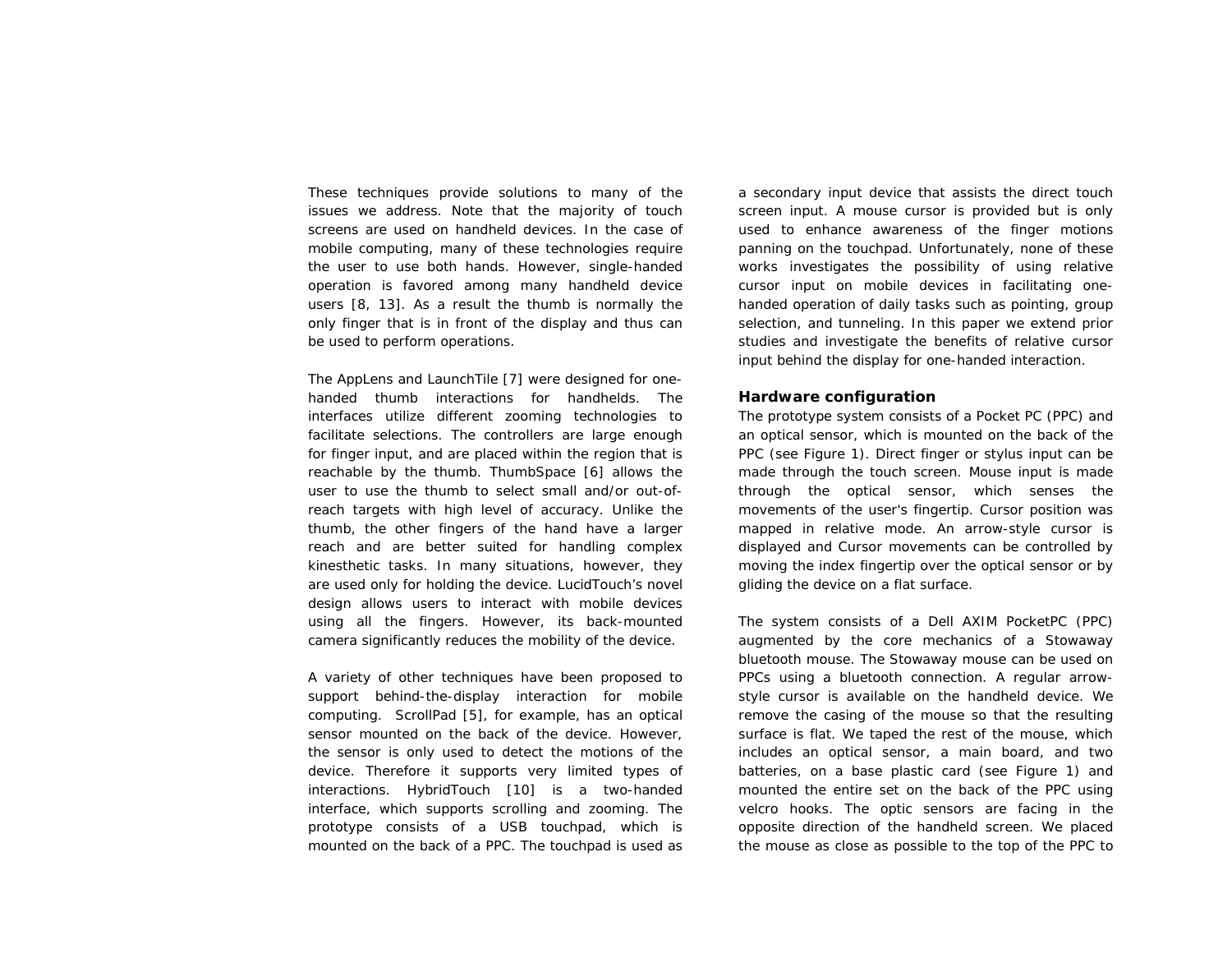These techniques provide solutions to many of the issues we address. Note that the majority of touch screens are used on handheld devices. In the case of mobile computing, many of these technologies require the user to use both hands. However, single-handed operation is favored among many handheld device users [8, 13]. As a result the thumb is normally the only finger that is in front of the display and thus can be used to perform operations.

The AppLens and LaunchTile [7] were designed for one-handed thumb interactions for handhelds. The interfaces utilize different zooming technologies to facilitate selections. The controllers are large enough for finger input, and are placed within the region that is reachable by the thumb. ThumbSpace [6] allows the user to use the thumb to select small and/or out-of-reach targets with high level of accuracy. Unlike the thumb, the other fingers of the hand have a larger reach and are better suited for handling complex kinesthetic tasks. In many situations, however, they are used only for holding the device. LucidTouch's novel design allows users to interact with mobile devices using all the fingers. However, its back-mounted camera significantly reduces the mobility of the device.

A variety of other techniques have been proposed to support behind-the-display interaction for mobile computing. ScrollPad [5], for example, has an optical sensor mounted on the back of the device. However, the sensor is only used to detect the motions of the device. Therefore it supports very limited types of interactions. HybridTouch [10] is a two-handed interface, which supports scrolling and zooming. The prototype consists of a USB touchpad, which is mounted on the back of a PPC. The touchpad is used as a secondary input device that assists the direct touch screen input. A mouse cursor is provided but is only used to enhance awareness of the finger motions panning on the touchpad. Unfortunately, none of these works investigates the possibility of using relative cursor input on mobile devices in facilitating one-handed operation of daily tasks such as pointing, group selection, and tunneling. In this paper we extend prior studies and investigate the benefits of relative cursor input behind the display for one-handed interaction.

## Hardware configuration

The prototype system consists of a Pocket PC (PPC) and an optical sensor, which is mounted on the back of the PPC (see Figure 1). Direct finger or stylus input can be made through the touch screen. Mouse input is made through the optical sensor, which senses the movements of the user's fingertip. Cursor position was mapped in relative mode. An arrow-style cursor is displayed and Cursor movements can be controlled by moving the index fingertip over the optical sensor or by gliding the device on a flat surface.

The system consists of a Dell AXIM PocketPC (PPC) augmented by the core mechanics of a Stowaway bluetooth mouse. The Stowaway mouse can be used on PPCs using a bluetooth connection. A regular arrow-style cursor is available on the handheld device. We remove the casing of the mouse so that the resulting surface is flat. We taped the rest of the mouse, which includes an optical sensor, a main board, and two batteries, on a base plastic card (see Figure 1) and mounted the entire set on the back of the PPC using velcro hooks. The optic sensors are facing in the opposite direction of the handheld screen. We placed the mouse as close as possible to the top of the PPC to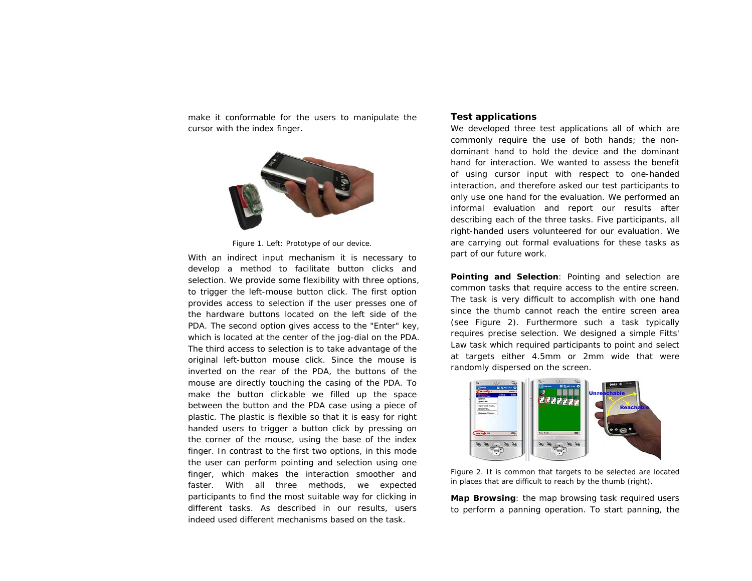make it conformable for the users to manipulate the cursor with the index finger.

Figure 1. Left: Prototype of our device.

With an indirect input mechanism it is necessary to develop a method to facilitate button clicks and selection. We provide some flexibility with three options, to trigger the left-mouse button click. The first option provides access to selection if the user presses one of the hardware buttons located on the left side of the PDA. The second option gives access to the "Enter" key, which is located at the center of the jog-dial on the PDA. The third access to selection is to take advantage of the original left-button mouse click. Since the mouse is inverted on the rear of the PDA, the buttons of the mouse are directly touching the casing of the PDA. To make the button clickable we filled up the space between the button and the PDA case using a piece of plastic. The plastic is flexible so that it is easy for right handed users to trigger a button click by pressing on the corner of the mouse, using the base of the index finger. In contrast to the first two options, in this mode the user can perform pointing and selection using one finger, which makes the interaction smoother and faster. With all three methods, we expected participants to find the most suitable way for clicking in different tasks. As described in our results, users indeed used different mechanisms based on the task.

### Test applications

We developed three test applications all of which are commonly require the use of both hands; the non-dominant hand to hold the device and the dominant hand for interaction. We wanted to assess the benefit of using cursor input with respect to one-handed interaction, and therefore asked our test participants to only use one hand for the evaluation. We performed an informal evaluation and report our results after describing each of the three tasks. Five participants, all right-handed users volunteered for our evaluation. We are carrying out formal evaluations for these tasks as part of our future work.

**Pointing and Selection**: Pointing and selection are common tasks that require access to the entire screen. The task is very difficult to accomplish with one hand since the thumb cannot reach the entire screen area (see Figure 2). Furthermore such a task typically requires precise selection. We designed a simple Fitts' Law task which required participants to point and select at targets either 4.5mm or 2mm wide that were randomly dispersed on the screen.

Unreachable
Reachable

Figure 2. It is common that targets to be selected are located in places that are difficult to reach by the thumb (right).

**Map Browsing**: the map browsing task required users to perform a panning operation. To start panning, the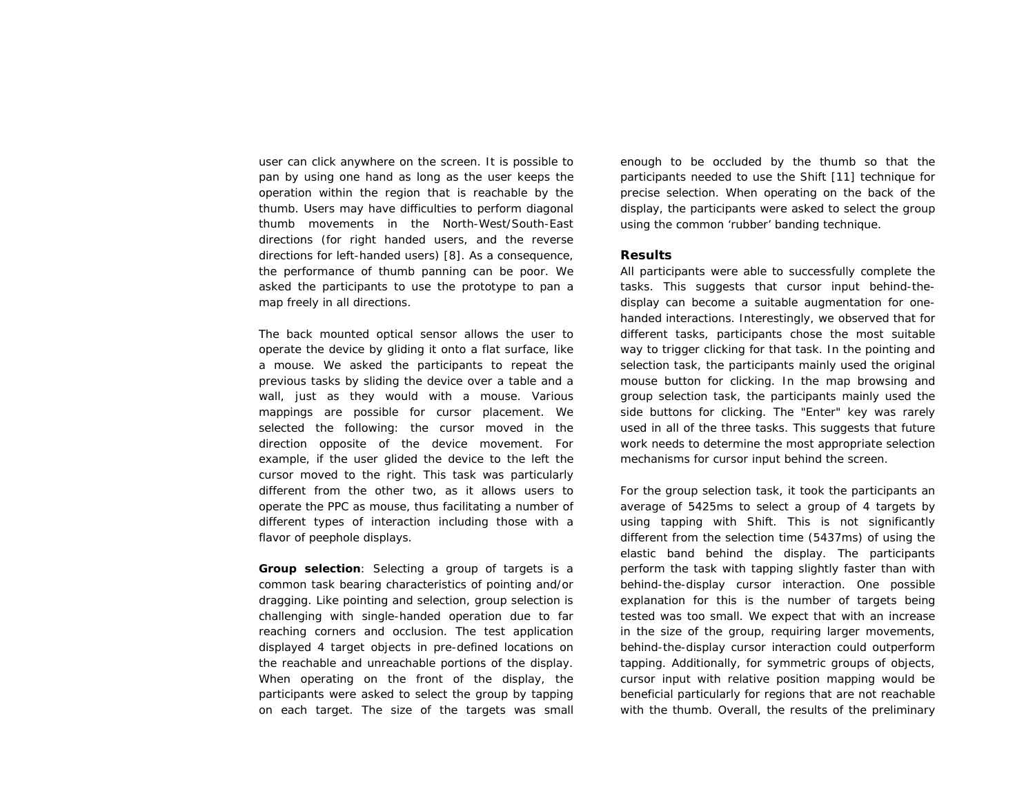user can click anywhere on the screen. It is possible to pan by using one hand as long as the user keeps the operation within the region that is reachable by the thumb. Users may have difficulties to perform diagonal thumb movements in the North-West/South-East directions (for right handed users, and the reverse directions for left-handed users) [8]. As a consequence, the performance of thumb panning can be poor. We asked the participants to use the prototype to pan a map freely in all directions.

The back mounted optical sensor allows the user to operate the device by gliding it onto a flat surface, like a mouse. We asked the participants to repeat the previous tasks by sliding the device over a table and a wall, just as they would with a mouse. Various mappings are possible for cursor placement. We selected the following: the cursor moved in the direction opposite of the device movement. For example, if the user glided the device to the left the cursor moved to the right. This task was particularly different from the other two, as it allows users to operate the PPC as mouse, thus facilitating a number of different types of interaction including those with a flavor of peephole displays.

**Group selection**: Selecting a group of targets is a common task bearing characteristics of pointing and/or dragging. Like pointing and selection, group selection is challenging with single-handed operation due to far reaching corners and occlusion. The test application displayed 4 target objects in pre-defined locations on the reachable and unreachable portions of the display. When operating on the front of the display, the participants were asked to select the group by tapping on each target. The size of the targets was small enough to be occluded by the thumb so that the participants needed to use the Shift [11] technique for precise selection. When operating on the back of the display, the participants were asked to select the group using the common 'rubber' banding technique.

### Results

All participants were able to successfully complete the tasks. This suggests that cursor input behind-the-display can become a suitable augmentation for one-handed interactions. Interestingly, we observed that for different tasks, participants chose the most suitable way to trigger clicking for that task. In the pointing and selection task, the participants mainly used the original mouse button for clicking. In the map browsing and group selection task, the participants mainly used the side buttons for clicking. The "Enter" key was rarely used in all of the three tasks. This suggests that future work needs to determine the most appropriate selection mechanisms for cursor input behind the screen.

For the group selection task, it took the participants an average of 5425ms to select a group of 4 targets by using tapping with Shift. This is not significantly different from the selection time (5437ms) of using the elastic band behind the display. The participants perform the task with tapping slightly faster than with behind-the-display cursor interaction. One possible explanation for this is the number of targets being tested was too small. We expect that with an increase in the size of the group, requiring larger movements, behind-the-display cursor interaction could outperform tapping. Additionally, for symmetric groups of objects, cursor input with relative position mapping would be beneficial particularly for regions that are not reachable with the thumb. Overall, the results of the preliminary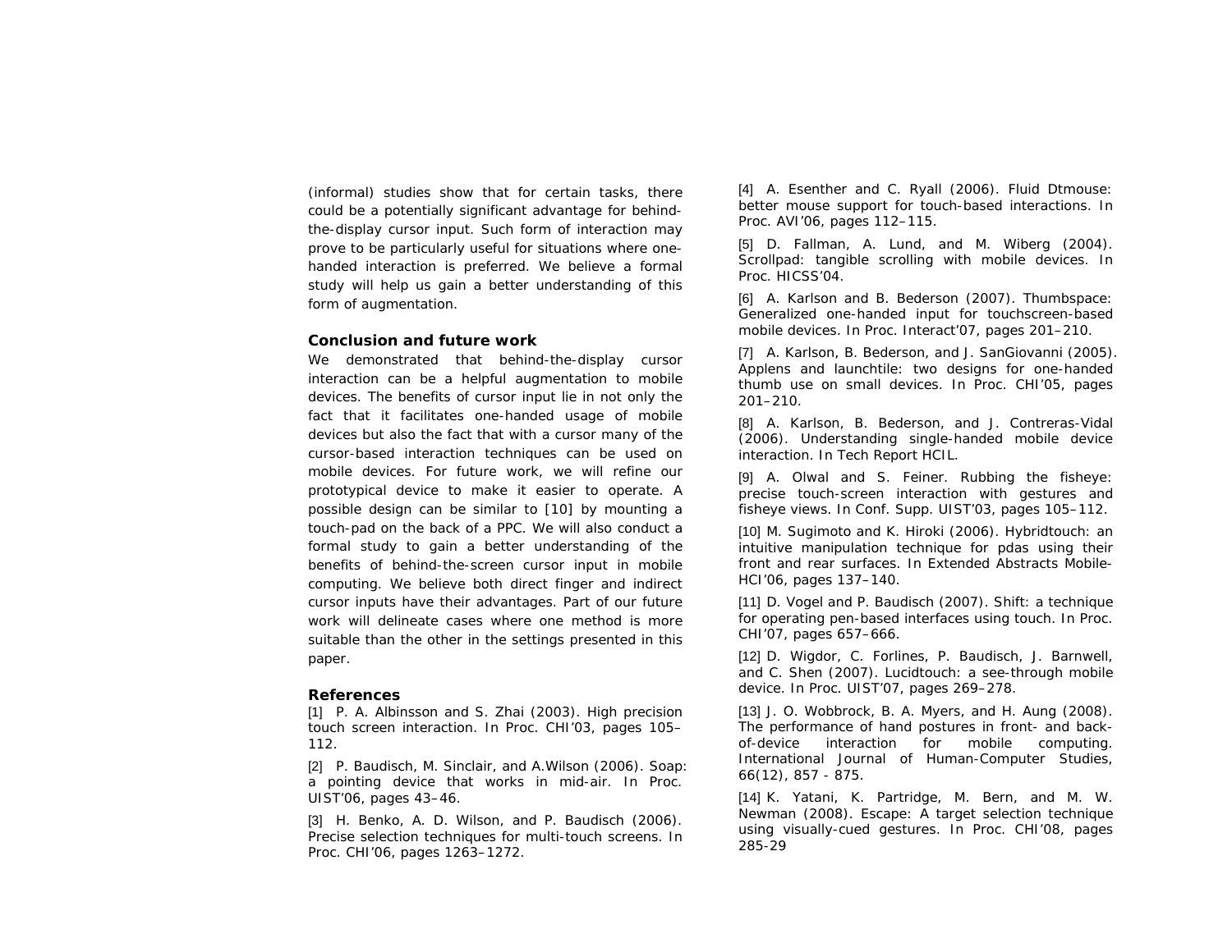(informal) studies show that for certain tasks, there could be a potentially significant advantage for behind-the-display cursor input. Such form of interaction may prove to be particularly useful for situations where one-handed interaction is preferred. We believe a formal study will help us gain a better understanding of this form of augmentation.

## Conclusion and future work

We demonstrated that behind-the-display cursor interaction can be a helpful augmentation to mobile devices. The benefits of cursor input lie in not only the fact that it facilitates one-handed usage of mobile devices but also the fact that with a cursor many of the cursor-based interaction techniques can be used on mobile devices. For future work, we will refine our prototypical device to make it easier to operate. A possible design can be similar to [10] by mounting a touch-pad on the back of a PPC. We will also conduct a formal study to gain a better understanding of the benefits of behind-the-screen cursor input in mobile computing. We believe both direct finger and indirect cursor inputs have their advantages. Part of our future work will delineate cases where one method is more suitable than the other in the settings presented in this paper.

## References

[1] P. A. Albinsson and S. Zhai (2003). High precision touch screen interaction. In Proc. CHI'03, pages 105–112.

[2] P. Baudisch, M. Sinclair, and A.Wilson (2006). Soap: a pointing device that works in mid-air. In Proc. UIST'06, pages 43–46.

[3] H. Benko, A. D. Wilson, and P. Baudisch (2006). Precise selection techniques for multi-touch screens. In Proc. CHI'06, pages 1263–1272.

[4] A. Esenther and C. Ryall (2006). Fluid Dtmouse: better mouse support for touch-based interactions. In Proc. AVI'06, pages 112–115.

[5] D. Fallman, A. Lund, and M. Wiberg (2004). Scrollpad: tangible scrolling with mobile devices. In Proc. HICSS'04.

[6] A. Karlson and B. Bederson (2007). Thumbspace: Generalized one-handed input for touchscreen-based mobile devices. In Proc. Interact'07, pages 201–210.

[7] A. Karlson, B. Bederson, and J. SanGiovanni (2005). Applens and launchtile: two designs for one-handed thumb use on small devices. In Proc. CHI'05, pages 201–210.

[8] A. Karlson, B. Bederson, and J. Contreras-Vidal (2006). Understanding single-handed mobile device interaction. In Tech Report HCIL.

[9] A. Olwal and S. Feiner. Rubbing the fisheye: precise touch-screen interaction with gestures and fisheye views. In Conf. Supp. UIST'03, pages 105–112.

[10] M. Sugimoto and K. Hiroki (2006). Hybridtouch: an intuitive manipulation technique for pdas using their front and rear surfaces. In Extended Abstracts Mobile-HCI'06, pages 137–140.

[11] D. Vogel and P. Baudisch (2007). Shift: a technique for operating pen-based interfaces using touch. In Proc. CHI'07, pages 657–666.

[12] D. Wigdor, C. Forlines, P. Baudisch, J. Barnwell, and C. Shen (2007). Lucidtouch: a see-through mobile device. In Proc. UIST'07, pages 269–278.

[13] J. O. Wobbrock, B. A. Myers, and H. Aung (2008). The performance of hand postures in front- and back-of-device interaction for mobile computing. International Journal of Human-Computer Studies, 66(12), 857 - 875.

[14] K. Yatani, K. Partridge, M. Bern, and M. W. Newman (2008). Escape: A target selection technique using visually-cued gestures. In Proc. CHI'08, pages 285-29